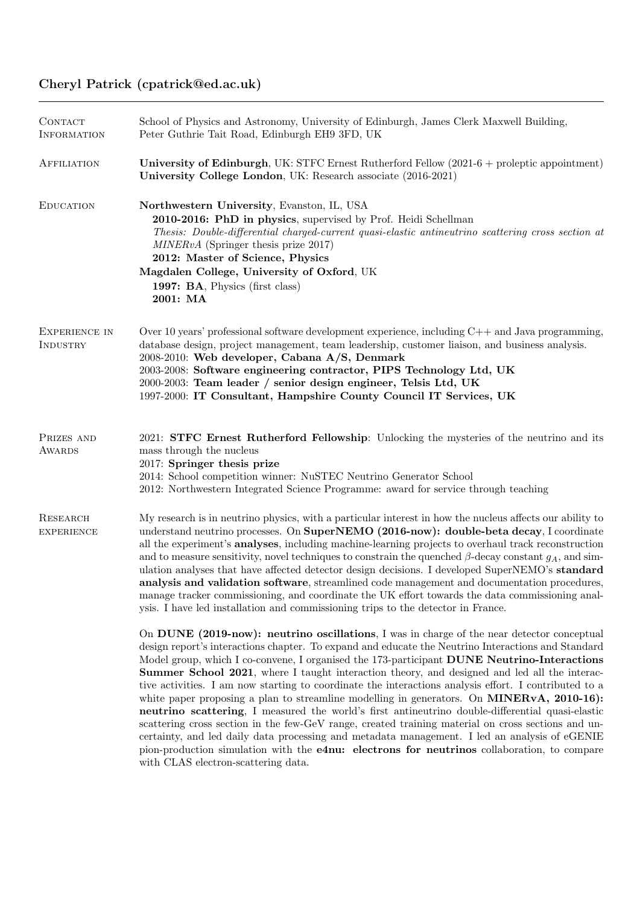# Cheryl Patrick (cpatrick@ed.ac.uk)

---

## Contact Information

School of Physics and Astronomy, University of Edinburgh, James Clerk Maxwell Building, Peter Guthrie Tait Road, Edinburgh EH9 3FD, UK

## Affiliation

**University of Edinburgh**, UK: STFC Ernest Rutherford Fellow (2021-6 + proleptic appointment)
**University College London**, UK: Research associate (2016-2021)

## Education

**Northwestern University**, Evanston, IL, USA
**2010-2016: PhD in physics**, supervised by Prof. Heidi Schellman
*Thesis: Double-differential charged-current quasi-elastic antineutrino scattering cross section at MINERvA* (Springer thesis prize 2017)
**2012: Master of Science, Physics**

**Magdalen College, University of Oxford**, UK
**1997: BA**, Physics (first class)
**2001: MA**

## Experience in Industry

Over 10 years' professional software development experience, including C++ and Java programming, database design, project management, team leadership, customer liaison, and business analysis.
2008-2010: **Web developer, Cabana A/S, Denmark**
2003-2008: **Software engineering contractor, PIPS Technology Ltd, UK**
2000-2003: **Team leader / senior design engineer, Telsis Ltd, UK**
1997-2000: **IT Consultant, Hampshire County Council IT Services, UK**

## Prizes and Awards

2021: **STFC Ernest Rutherford Fellowship**: Unlocking the mysteries of the neutrino and its mass through the nucleus
2017: **Springer thesis prize**
2014: School competition winner: NuSTEC Neutrino Generator School
2012: Northwestern Integrated Science Programme: award for service through teaching

## Research Experience

My research is in neutrino physics, with a particular interest in how the nucleus affects our ability to understand neutrino processes. On **SuperNEMO (2016-now): double-beta decay**, I coordinate all the experiment's **analyses**, including machine-learning projects to overhaul track reconstruction and to measure sensitivity, novel techniques to constrain the quenched $\beta$-decay constant $g_A$, and simulation analyses that have affected detector design decisions. I developed SuperNEMO's **standard analysis and validation software**, streamlined code management and documentation procedures, manage tracker commissioning, and coordinate the UK effort towards the data commissioning analysis. I have led installation and commissioning trips to the detector in France.

On **DUNE (2019-now): neutrino oscillations**, I was in charge of the near detector conceptual design report's interactions chapter. To expand and educate the Neutrino Interactions and Standard Model group, which I co-convene, I organised the 173-participant **DUNE Neutrino-Interactions Summer School 2021**, where I taught interaction theory, and designed and led all the interactive activities. I am now starting to coordinate the interactions analysis effort. I contributed to a white paper proposing a plan to streamline modelling in generators. On **MINERvA, 2010-16): neutrino scattering**, I measured the world's first antineutrino double-differential quasi-elastic scattering cross section in the few-GeV range, created training material on cross sections and uncertainty, and led daily data processing and metadata management. I led an analysis of eGENIE pion-production simulation with the **e4nu: electrons for neutrinos** collaboration, to compare with CLAS electron-scattering data.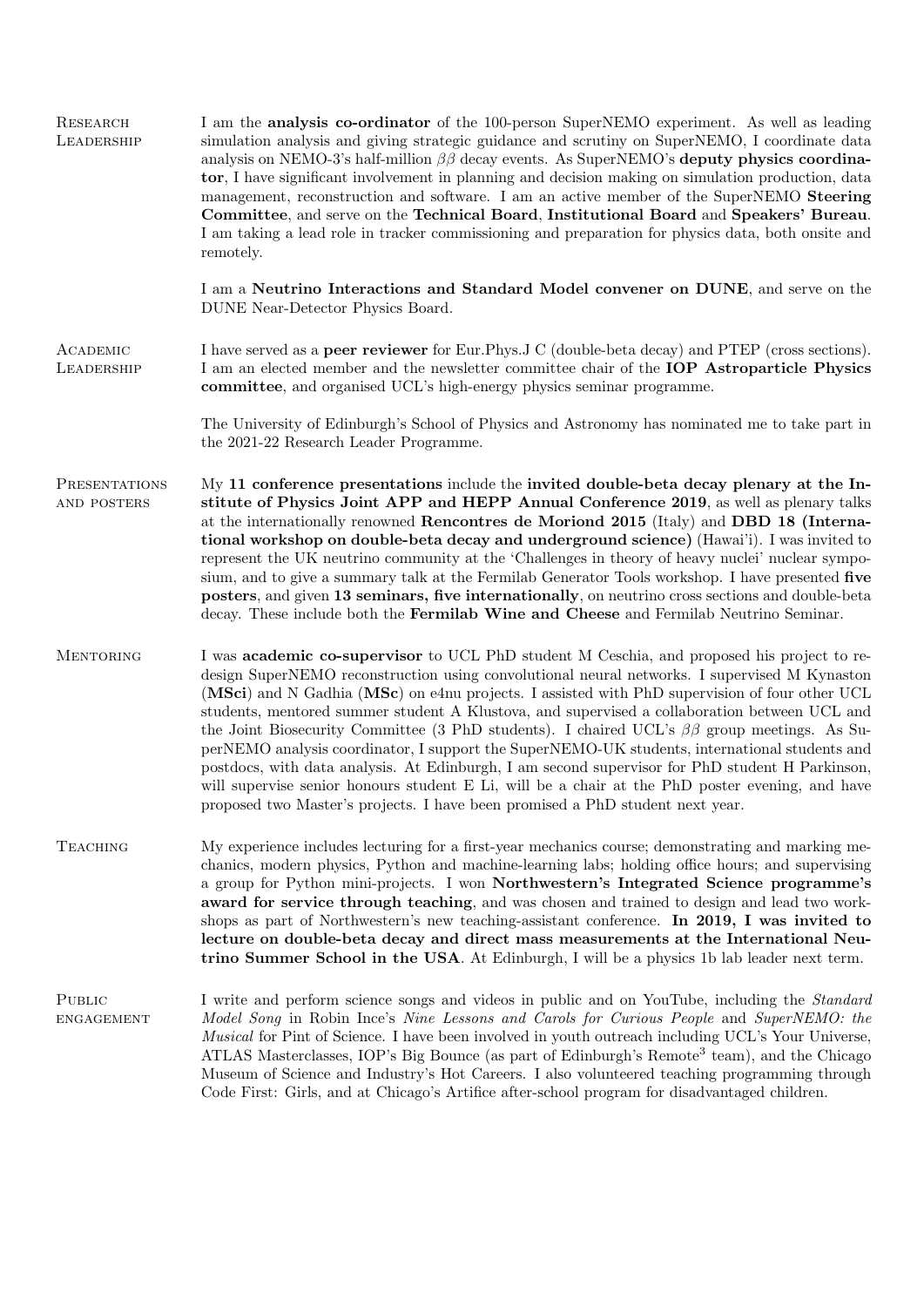## Research Leadership

I am the **analysis co-ordinator** of the 100-person SuperNEMO experiment. As well as leading simulation analysis and giving strategic guidance and scrutiny on SuperNEMO, I coordinate data analysis on NEMO-3's half-million $\beta\beta$ decay events. As SuperNEMO's **deputy physics coordinator**, I have significant involvement in planning and decision making on simulation production, data management, reconstruction and software. I am an active member of the SuperNEMO **Steering Committee**, and serve on the **Technical Board**, **Institutional Board** and **Speakers' Bureau**. I am taking a lead role in tracker commissioning and preparation for physics data, both onsite and remotely.

I am a **Neutrino Interactions and Standard Model convener on DUNE**, and serve on the DUNE Near-Detector Physics Board.

## Academic Leadership

I have served as a **peer reviewer** for Eur.Phys.J C (double-beta decay) and PTEP (cross sections). I am an elected member and the newsletter committee chair of the **IOP Astroparticle Physics committee**, and organised UCL's high-energy physics seminar programme.

The University of Edinburgh's School of Physics and Astronomy has nominated me to take part in the 2021-22 Research Leader Programme.

## Presentations and posters

My **11 conference presentations** include the **invited double-beta decay plenary at the Institute of Physics Joint APP and HEPP Annual Conference 2019**, as well as plenary talks at the internationally renowned **Rencontres de Moriond 2015** (Italy) and **DBD 18 (International workshop on double-beta decay and underground science)** (Hawai'i). I was invited to represent the UK neutrino community at the 'Challenges in theory of heavy nuclei' nuclear symposium, and to give a summary talk at the Fermilab Generator Tools workshop. I have presented **five posters**, and given **13 seminars, five internationally**, on neutrino cross sections and double-beta decay. These include both the **Fermilab Wine and Cheese** and Fermilab Neutrino Seminar.

## Mentoring

I was **academic co-supervisor** to UCL PhD student M Ceschia, and proposed his project to redesign SuperNEMO reconstruction using convolutional neural networks. I supervised M Kynaston (**MSci**) and N Gadhia (**MSc**) on e4nu projects. I assisted with PhD supervision of four other UCL students, mentored summer student A Klustova, and supervised a collaboration between UCL and the Joint Biosecurity Committee (3 PhD students). I chaired UCL's $\beta\beta$ group meetings. As SuperNEMO analysis coordinator, I support the SuperNEMO-UK students, international students and postdocs, with data analysis. At Edinburgh, I am second supervisor for PhD student H Parkinson, will supervise senior honours student E Li, will be a chair at the PhD poster evening, and have proposed two Master's projects. I have been promised a PhD student next year.

## Teaching

My experience includes lecturing for a first-year mechanics course; demonstrating and marking mechanics, modern physics, Python and machine-learning labs; holding office hours; and supervising a group for Python mini-projects. I won **Northwestern's Integrated Science programme's award for service through teaching**, and was chosen and trained to design and lead two workshops as part of Northwestern's new teaching-assistant conference. **In 2019, I was invited to lecture on double-beta decay and direct mass measurements at the International Neutrino Summer School in the USA**. At Edinburgh, I will be a physics 1b lab leader next term.

## Public engagement

I write and perform science songs and videos in public and on YouTube, including the *Standard Model Song* in Robin Ince's *Nine Lessons and Carols for Curious People* and *SuperNEMO: the Musical* for Pint of Science. I have been involved in youth outreach including UCL's Your Universe, ATLAS Masterclasses, IOP's Big Bounce (as part of Edinburgh's Remote$^3$ team), and the Chicago Museum of Science and Industry's Hot Careers. I also volunteered teaching programming through Code First: Girls, and at Chicago's Artifice after-school program for disadvantaged children.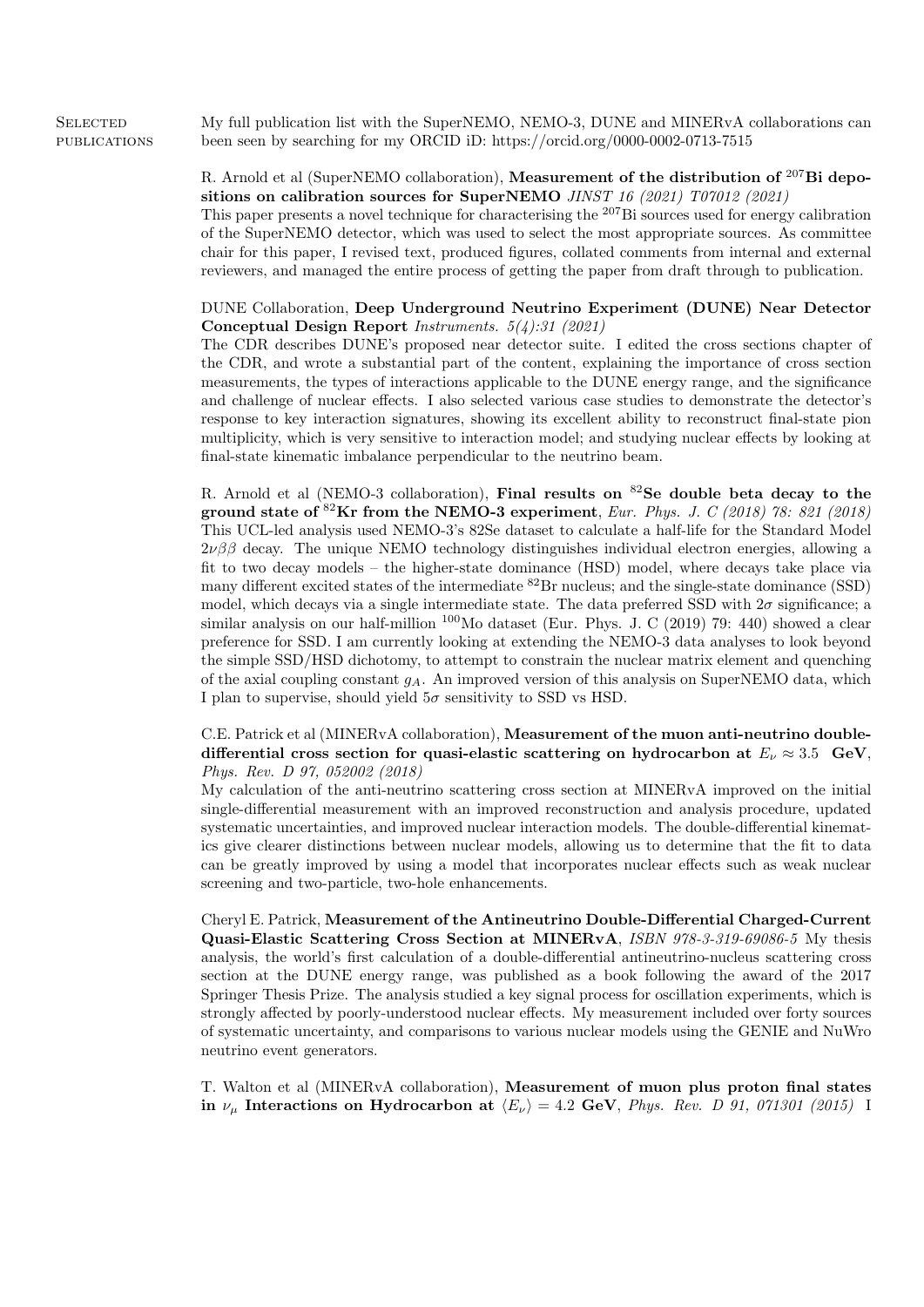## Selected publications

My full publication list with the SuperNEMO, NEMO-3, DUNE and MINERvA collaborations can been seen by searching for my ORCID iD: https://orcid.org/0000-0002-0713-7515

R. Arnold et al (SuperNEMO collaboration), **Measurement of the distribution of $^{207}$Bi depositions on calibration sources for SuperNEMO** *JINST 16 (2021) T07012 (2021)*
This paper presents a novel technique for characterising the $^{207}$Bi sources used for energy calibration of the SuperNEMO detector, which was used to select the most appropriate sources. As committee chair for this paper, I revised text, produced figures, collated comments from internal and external reviewers, and managed the entire process of getting the paper from draft through to publication.

DUNE Collaboration, **Deep Underground Neutrino Experiment (DUNE) Near Detector Conceptual Design Report** *Instruments. 5(4):31 (2021)*
The CDR describes DUNE's proposed near detector suite. I edited the cross sections chapter of the CDR, and wrote a substantial part of the content, explaining the importance of cross section measurements, the types of interactions applicable to the DUNE energy range, and the significance and challenge of nuclear effects. I also selected various case studies to demonstrate the detector's response to key interaction signatures, showing its excellent ability to reconstruct final-state pion multiplicity, which is very sensitive to interaction model; and studying nuclear effects by looking at final-state kinematic imbalance perpendicular to the neutrino beam.

R. Arnold et al (NEMO-3 collaboration), **Final results on $^{82}$Se double beta decay to the ground state of $^{82}$Kr from the NEMO-3 experiment**, *Eur. Phys. J. C (2018) 78: 821 (2018)*
This UCL-led analysis used NEMO-3's 82Se dataset to calculate a half-life for the Standard Model $2\nu\beta\beta$ decay. The unique NEMO technology distinguishes individual electron energies, allowing a fit to two decay models – the higher-state dominance (HSD) model, where decays take place via many different excited states of the intermediate $^{82}$Br nucleus; and the single-state dominance (SSD) model, which decays via a single intermediate state. The data preferred SSD with $2\sigma$ significance; a similar analysis on our half-million $^{100}$Mo dataset (Eur. Phys. J. C (2019) 79: 440) showed a clear preference for SSD. I am currently looking at extending the NEMO-3 data analyses to look beyond the simple SSD/HSD dichotomy, to attempt to constrain the nuclear matrix element and quenching of the axial coupling constant $g_A$. An improved version of this analysis on SuperNEMO data, which I plan to supervise, should yield $5\sigma$ sensitivity to SSD vs HSD.

C.E. Patrick et al (MINERvA collaboration), **Measurement of the muon anti-neutrino double-differential cross section for quasi-elastic scattering on hydrocarbon at $E_\nu \approx 3.5$ GeV**, *Phys. Rev. D 97, 052002 (2018)*
My calculation of the anti-neutrino scattering cross section at MINERvA improved on the initial single-differential measurement with an improved reconstruction and analysis procedure, updated systematic uncertainties, and improved nuclear interaction models. The double-differential kinematics give clearer distinctions between nuclear models, allowing us to determine that the fit to data can be greatly improved by using a model that incorporates nuclear effects such as weak nuclear screening and two-particle, two-hole enhancements.

Cheryl E. Patrick, **Measurement of the Antineutrino Double-Differential Charged-Current Quasi-Elastic Scattering Cross Section at MINERvA**, *ISBN 978-3-319-69086-5* My thesis analysis, the world's first calculation of a double-differential antineutrino-nucleus scattering cross section at the DUNE energy range, was published as a book following the award of the 2017 Springer Thesis Prize. The analysis studied a key signal process for oscillation experiments, which is strongly affected by poorly-understood nuclear effects. My measurement included over forty sources of systematic uncertainty, and comparisons to various nuclear models using the GENIE and NuWro neutrino event generators.

T. Walton et al (MINERvA collaboration), **Measurement of muon plus proton final states in $\nu_\mu$ Interactions on Hydrocarbon at $\langle E_\nu \rangle = 4.2$ GeV**, *Phys. Rev. D 91, 071301 (2015)* I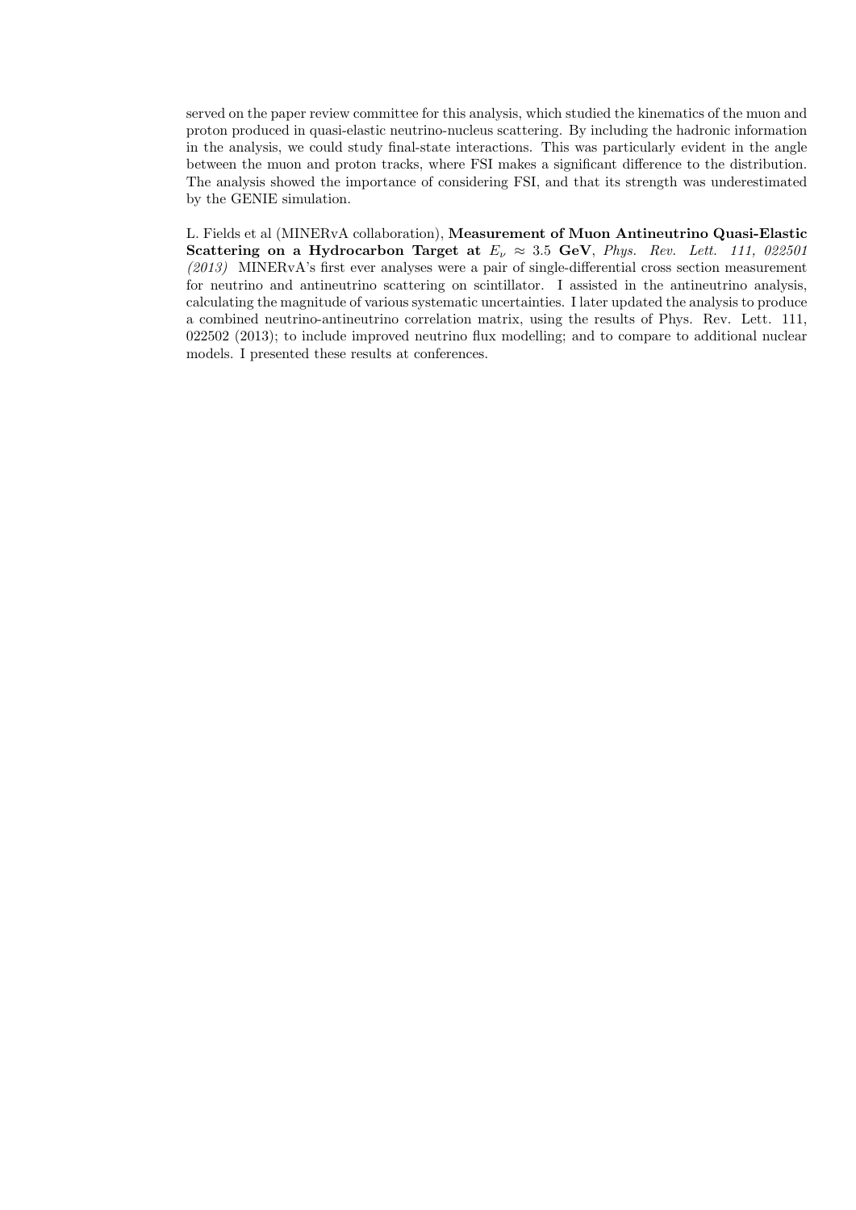served on the paper review committee for this analysis, which studied the kinematics of the muon and proton produced in quasi-elastic neutrino-nucleus scattering. By including the hadronic information in the analysis, we could study final-state interactions. This was particularly evident in the angle between the muon and proton tracks, where FSI makes a significant difference to the distribution. The analysis showed the importance of considering FSI, and that its strength was underestimated by the GENIE simulation.

L. Fields et al (MINERvA collaboration), **Measurement of Muon Antineutrino Quasi-Elastic Scattering on a Hydrocarbon Target at $E_\nu \approx 3.5$ GeV**, *Phys. Rev. Lett. 111, 022501 (2013)* MINERvA's first ever analyses were a pair of single-differential cross section measurement for neutrino and antineutrino scattering on scintillator. I assisted in the antineutrino analysis, calculating the magnitude of various systematic uncertainties. I later updated the analysis to produce a combined neutrino-antineutrino correlation matrix, using the results of Phys. Rev. Lett. 111, 022502 (2013); to include improved neutrino flux modelling; and to compare to additional nuclear models. I presented these results at conferences.